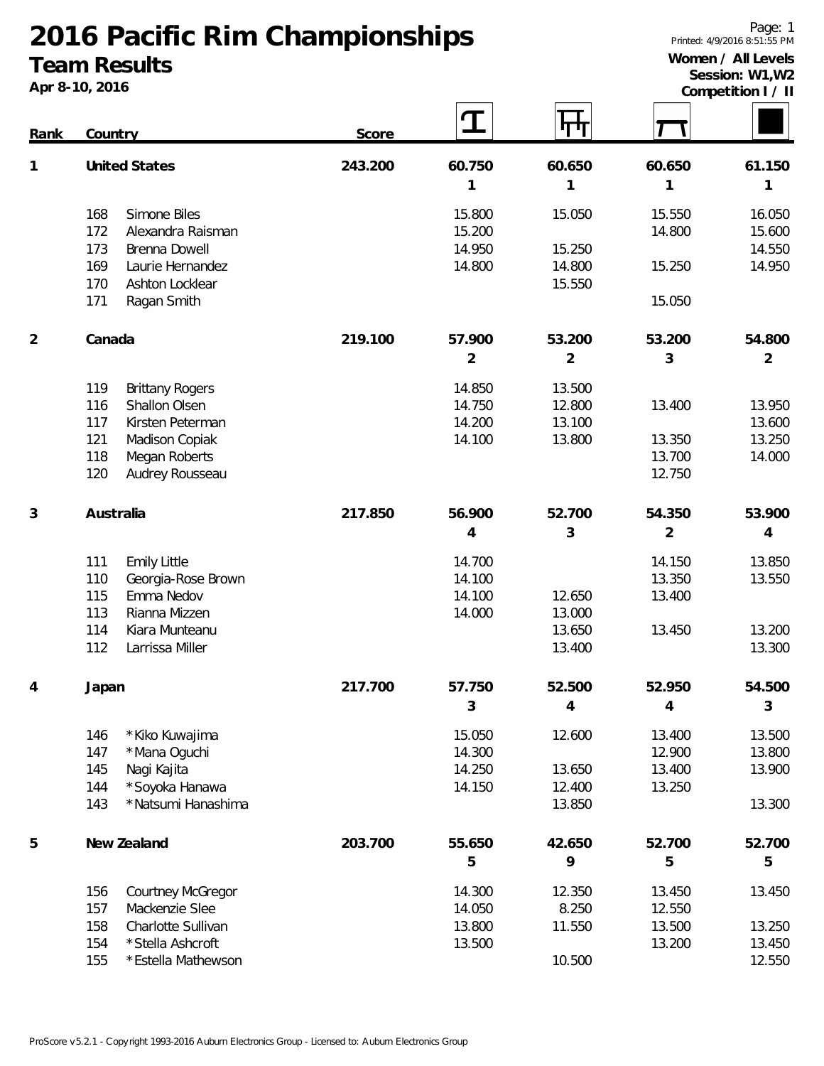# 2016 Pacific Rim Championships

## Team Results

**Apr 8-10, 2016**

**Women / All Levels**
**Session: W1,W2**
**Competition I / II**

Printed: 4/9/2016 8:51:55 PM

| Rank | Country | | Score | Vault | Uneven Bars | Balance Beam | Floor Exercise |
|---|---|---|---|---|---|---|---|
| 1 | United States | | 243.200 | 60.750 | 60.650 | 60.650 | 61.150 |
| | | | | 1 | 1 | 1 | 1 |
| | 168 | Simone Biles | | 15.800 | 15.050 | 15.550 | 16.050 |
| | 172 | Alexandra Raisman | | 15.200 | | 14.800 | 15.600 |
| | 173 | Brenna Dowell | | 14.950 | 15.250 | | 14.550 |
| | 169 | Laurie Hernandez | | 14.800 | 14.800 | 15.250 | 14.950 |
| | 170 | Ashton Locklear | | | 15.550 | | |
| | 171 | Ragan Smith | | | | 15.050 | |
| 2 | Canada | | 219.100 | 57.900 | 53.200 | 53.200 | 54.800 |
| | | | | 2 | 2 | 3 | 2 |
| | 119 | Brittany Rogers | | 14.850 | 13.500 | | |
| | 116 | Shallon Olsen | | 14.750 | 12.800 | 13.400 | 13.950 |
| | 117 | Kirsten Peterman | | 14.200 | 13.100 | | 13.600 |
| | 121 | Madison Copiak | | 14.100 | 13.800 | 13.350 | 13.250 |
| | 118 | Megan Roberts | | | | 13.700 | 14.000 |
| | 120 | Audrey Rousseau | | | | 12.750 | |
| 3 | Australia | | 217.850 | 56.900 | 52.700 | 54.350 | 53.900 |
| | | | | 4 | 3 | 2 | 4 |
| | 111 | Emily Little | | 14.700 | | 14.150 | 13.850 |
| | 110 | Georgia-Rose Brown | | 14.100 | | 13.350 | 13.550 |
| | 115 | Emma Nedov | | 14.100 | 12.650 | 13.400 | |
| | 113 | Rianna Mizzen | | 14.000 | 13.000 | | |
| | 114 | Kiara Munteanu | | | 13.650 | 13.450 | 13.200 |
| | 112 | Larrissa Miller | | | 13.400 | | 13.300 |
| 4 | Japan | | 217.700 | 57.750 | 52.500 | 52.950 | 54.500 |
| | | | | 3 | 4 | 4 | 3 |
| | 146 | *Kiko Kuwajima | | 15.050 | 12.600 | 13.400 | 13.500 |
| | 147 | *Mana Oguchi | | 14.300 | | 12.900 | 13.800 |
| | 145 | Nagi Kajita | | 14.250 | 13.650 | 13.400 | 13.900 |
| | 144 | *Soyoka Hanawa | | 14.150 | 12.400 | 13.250 | |
| | 143 | *Natsumi Hanashima | | | 13.850 | | 13.300 |
| 5 | New Zealand | | 203.700 | 55.650 | 42.650 | 52.700 | 52.700 |
| | | | | 5 | 9 | 5 | 5 |
| | 156 | Courtney McGregor | | 14.300 | 12.350 | 13.450 | 13.450 |
| | 157 | Mackenzie Slee | | 14.050 | 8.250 | 12.550 | |
| | 158 | Charlotte Sullivan | | 13.800 | 11.550 | 13.500 | 13.250 |
| | 154 | *Stella Ashcroft | | 13.500 | | 13.200 | 13.450 |
| | 155 | *Estella Mathewson | | | 10.500 | | 12.550 |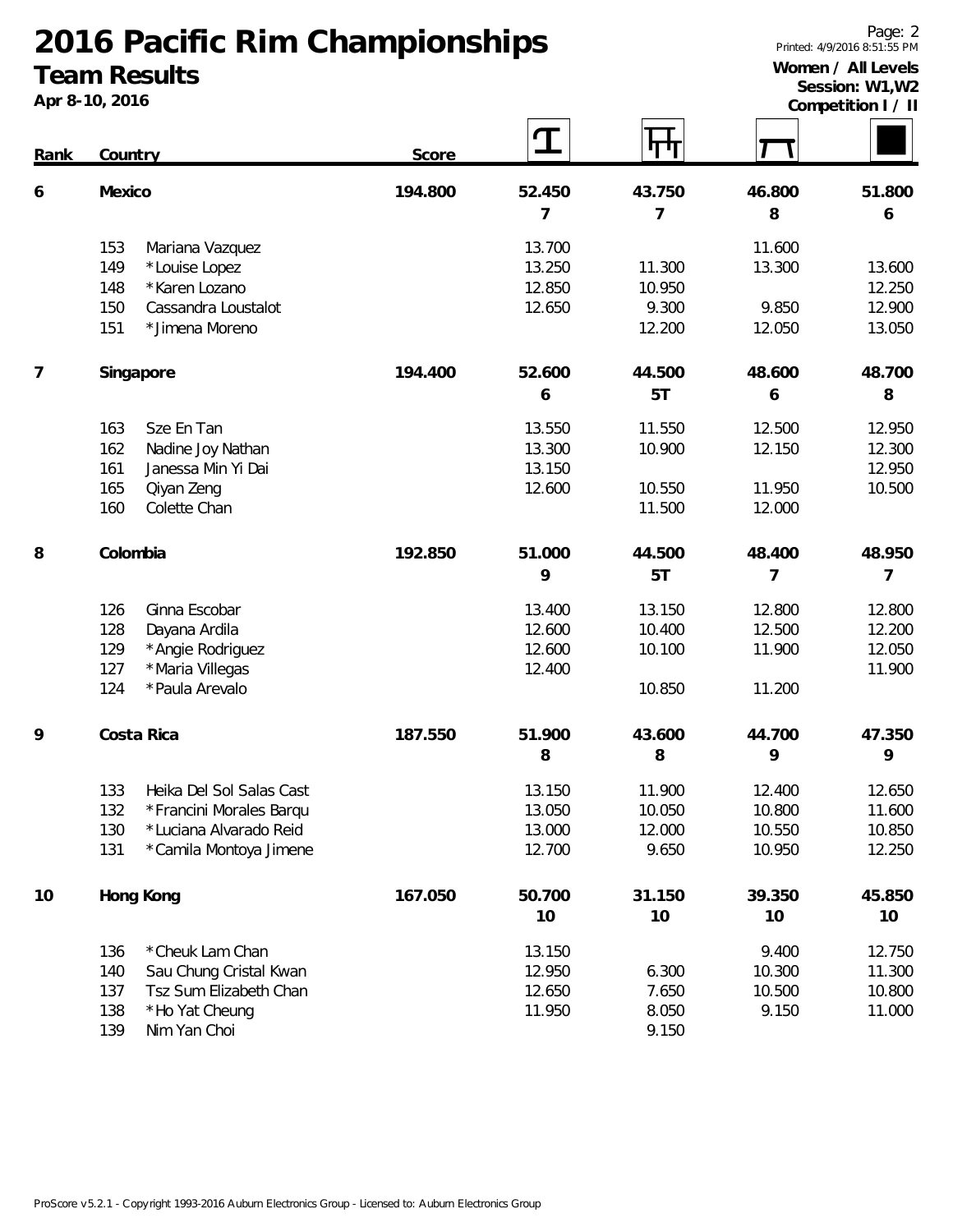# 2016 Pacific Rim Championships

## Team Results

Apr 8-10, 2016

Women / All Levels
Session: W1,W2
Competition I / II

| Rank | Country | | Score | Vault | Uneven Bars | Beam | Floor |
|---|---|---|---|---|---|---|---|
| 6 | Mexico | | 194.800 | 52.450 | 43.750 | 46.800 | 51.800 |
| | | | | 7 | 7 | 8 | 6 |
| | 153 | Mariana Vazquez | | 13.700 | | 11.600 | |
| | 149 | *Louise Lopez | | 13.250 | 11.300 | 13.300 | 13.600 |
| | 148 | *Karen Lozano | | 12.850 | 10.950 | | 12.250 |
| | 150 | Cassandra Loustalot | | 12.650 | 9.300 | 9.850 | 12.900 |
| | 151 | *Jimena Moreno | | | 12.200 | 12.050 | 13.050 |
| 7 | Singapore | | 194.400 | 52.600 | 44.500 | 48.600 | 48.700 |
| | | | | 6 | 5T | 6 | 8 |
| | 163 | Sze En Tan | | 13.550 | 11.550 | 12.500 | 12.950 |
| | 162 | Nadine Joy Nathan | | 13.300 | 10.900 | 12.150 | 12.300 |
| | 161 | Janessa Min Yi Dai | | 13.150 | | | 12.950 |
| | 165 | Qiyan Zeng | | 12.600 | 10.550 | 11.950 | 10.500 |
| | 160 | Colette Chan | | | 11.500 | 12.000 | |
| 8 | Colombia | | 192.850 | 51.000 | 44.500 | 48.400 | 48.950 |
| | | | | 9 | 5T | 7 | 7 |
| | 126 | Ginna Escobar | | 13.400 | 13.150 | 12.800 | 12.800 |
| | 128 | Dayana Ardila | | 12.600 | 10.400 | 12.500 | 12.200 |
| | 129 | *Angie Rodriguez | | 12.600 | 10.100 | 11.900 | 12.050 |
| | 127 | *Maria Villegas | | 12.400 | | | 11.900 |
| | 124 | *Paula Arevalo | | | 10.850 | 11.200 | |
| 9 | Costa Rica | | 187.550 | 51.900 | 43.600 | 44.700 | 47.350 |
| | | | | 8 | 8 | 9 | 9 |
| | 133 | Heika Del Sol Salas Cast | | 13.150 | 11.900 | 12.400 | 12.650 |
| | 132 | *Francini Morales Barqu | | 13.050 | 10.050 | 10.800 | 11.600 |
| | 130 | *Luciana Alvarado Reid | | 13.000 | 12.000 | 10.550 | 10.850 |
| | 131 | *Camila Montoya Jimene | | 12.700 | 9.650 | 10.950 | 12.250 |
| 10 | Hong Kong | | 167.050 | 50.700 | 31.150 | 39.350 | 45.850 |
| | | | | 10 | 10 | 10 | 10 |
| | 136 | *Cheuk Lam Chan | | 13.150 | | 9.400 | 12.750 |
| | 140 | Sau Chung Cristal Kwan | | 12.950 | 6.300 | 10.300 | 11.300 |
| | 137 | Tsz Sum Elizabeth Chan | | 12.650 | 7.650 | 10.500 | 10.800 |
| | 138 | *Ho Yat Cheung | | 11.950 | 8.050 | 9.150 | 11.000 |
| | 139 | Nim Yan Choi | | | 9.150 | | |